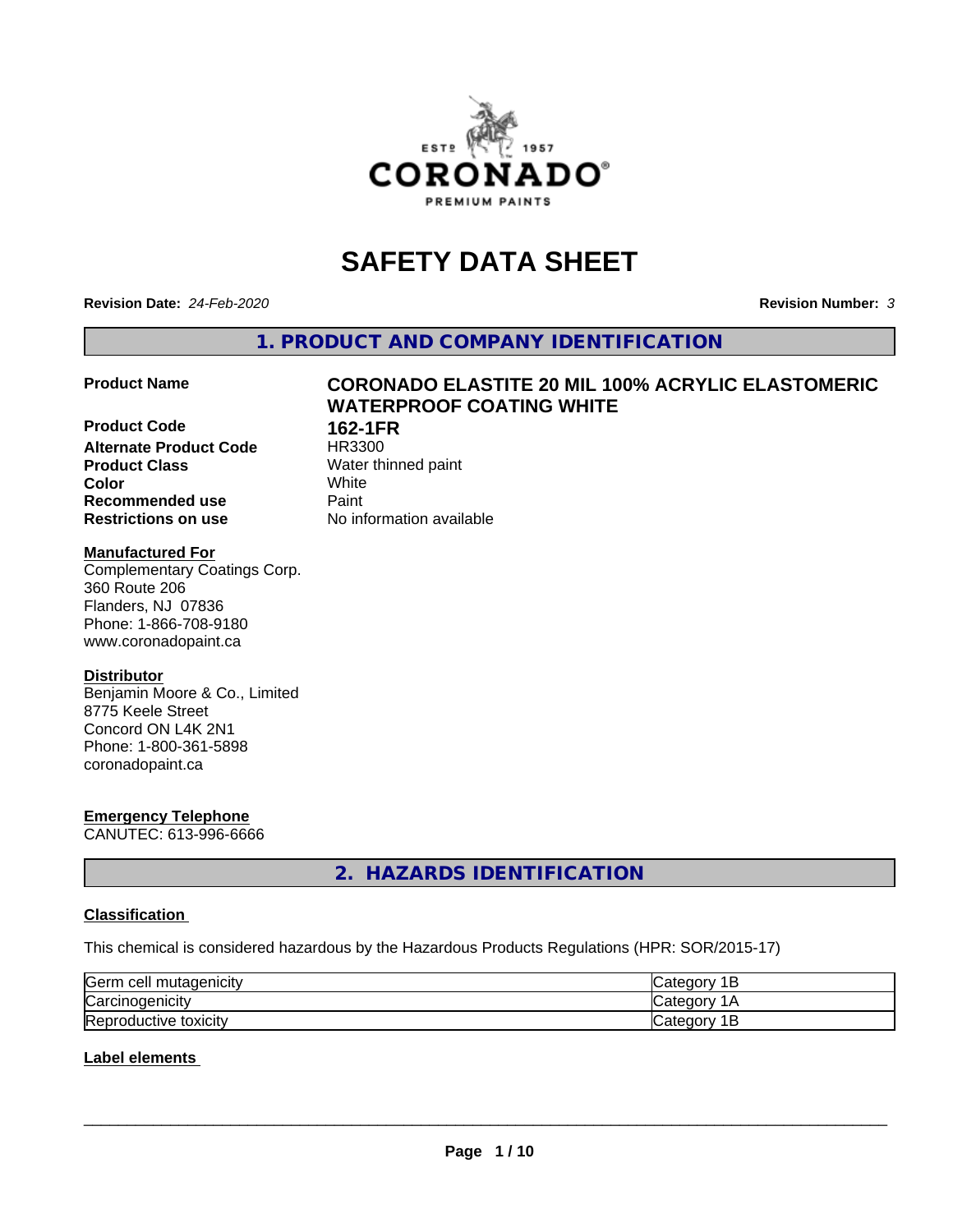# SAFETY DATA SHEET

**Revision Date:** *24-Feb-2020* **Revision Number:** *3*

## 1. PRODUCT AND COMPANY IDENTIFICATION

| | |
|---|---|
| **Product Name** | **CORONADO ELASTITE 20 MIL 100% ACRYLIC ELASTOMERIC WATERPROOF COATING WHITE** |
| **Product Code** | **162-1FR** |
| **Alternate Product Code** | HR3300 |
| **Product Class** | Water thinned paint |
| **Color** | White |
| **Recommended use** | Paint |
| **Restrictions on use** | No information available |

**Manufactured For**
Complementary Coatings Corp.
360 Route 206
Flanders, NJ 07836
Phone: 1-866-708-9180
www.coronadopaint.ca

**Distributor**
Benjamin Moore & Co., Limited
8775 Keele Street
Concord ON L4K 2N1
Phone: 1-800-361-5898
coronadopaint.ca

**Emergency Telephone**
CANUTEC: 613-996-6666

## 2. HAZARDS IDENTIFICATION

### Classification

This chemical is considered hazardous by the Hazardous Products Regulations (HPR: SOR/2015-17)

| | |
|---|---|
| Germ cell mutagenicity | Category 1B |
| Carcinogenicity | Category 1A |
| Reproductive toxicity | Category 1B |

### Label elements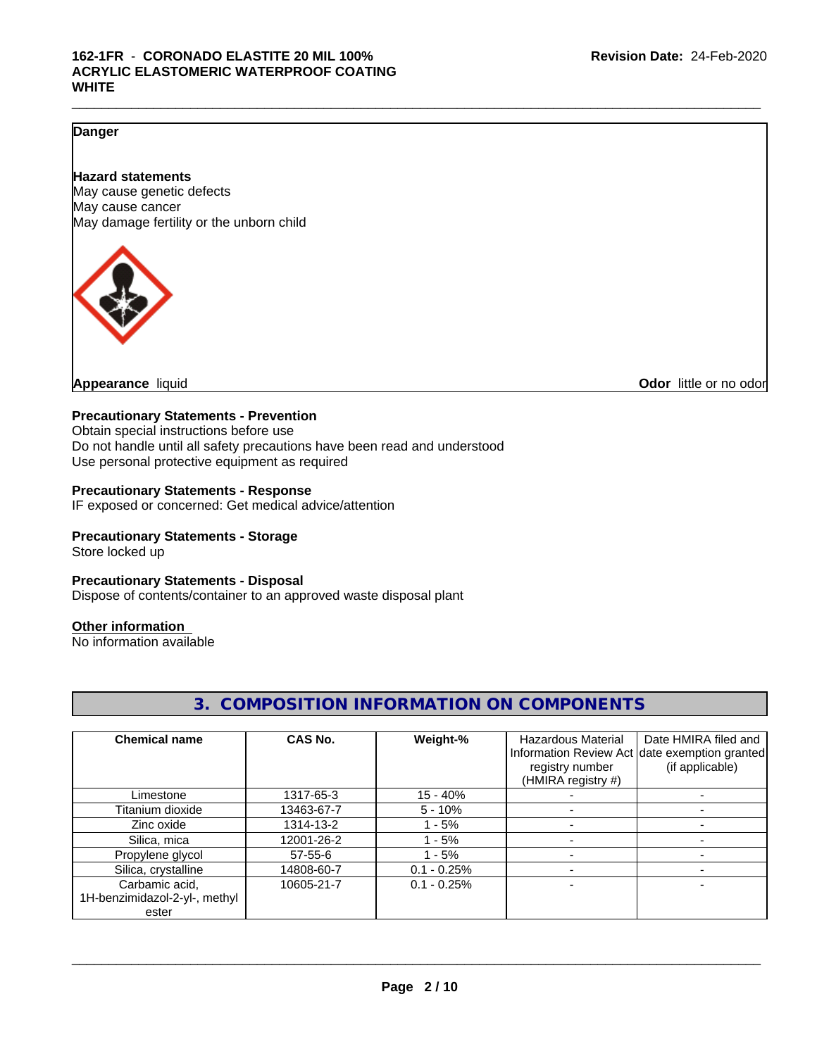**Danger**

**Hazard statements**
May cause genetic defects
May cause cancer
May damage fertility or the unborn child

**Appearance** liquid

**Odor** little or no odor

**Precautionary Statements - Prevention**
Obtain special instructions before use
Do not handle until all safety precautions have been read and understood
Use personal protective equipment as required

**Precautionary Statements - Response**
IF exposed or concerned: Get medical advice/attention

**Precautionary Statements - Storage**
Store locked up

**Precautionary Statements - Disposal**
Dispose of contents/container to an approved waste disposal plant

**Other information**
No information available

## 3. COMPOSITION INFORMATION ON COMPONENTS

| Chemical name | CAS No. | Weight-% | Hazardous Material Information Review Act registry number (HMIRA registry #) | Date HMIRA filed and date exemption granted (if applicable) |
|---|---|---|---|---|
| Limestone | 1317-65-3 | 15 - 40% | - | - |
| Titanium dioxide | 13463-67-7 | 5 - 10% | - | - |
| Zinc oxide | 1314-13-2 | 1 - 5% | - | - |
| Silica, mica | 12001-26-2 | 1 - 5% | - | - |
| Propylene glycol | 57-55-6 | 1 - 5% | - | - |
| Silica, crystalline | 14808-60-7 | 0.1 - 0.25% | - | - |
| Carbamic acid, 1H-benzimidazol-2-yl-, methyl ester | 10605-21-7 | 0.1 - 0.25% | - | - |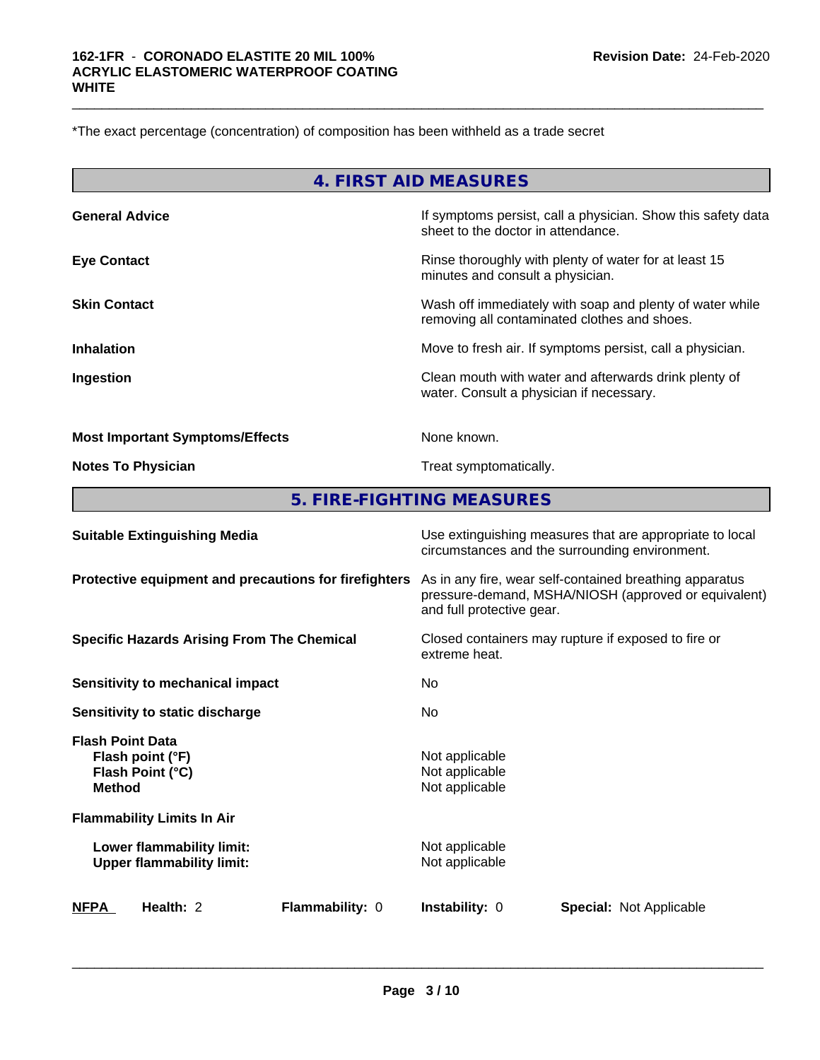*The exact percentage (concentration) of composition has been withheld as a trade secret

## 4. FIRST AID MEASURES

| | |
|---|---|
| **General Advice** | If symptoms persist, call a physician. Show this safety data sheet to the doctor in attendance. |
| **Eye Contact** | Rinse thoroughly with plenty of water for at least 15 minutes and consult a physician. |
| **Skin Contact** | Wash off immediately with soap and plenty of water while removing all contaminated clothes and shoes. |
| **Inhalation** | Move to fresh air. If symptoms persist, call a physician. |
| **Ingestion** | Clean mouth with water and afterwards drink plenty of water. Consult a physician if necessary. |
| **Most Important Symptoms/Effects** | None known. |
| **Notes To Physician** | Treat symptomatically. |

## 5. FIRE-FIGHTING MEASURES

| | |
|---|---|
| **Suitable Extinguishing Media** | Use extinguishing measures that are appropriate to local circumstances and the surrounding environment. |
| **Protective equipment and precautions for firefighters** | As in any fire, wear self-contained breathing apparatus pressure-demand, MSHA/NIOSH (approved or equivalent) and full protective gear. |
| **Specific Hazards Arising From The Chemical** | Closed containers may rupture if exposed to fire or extreme heat. |
| **Sensitivity to mechanical impact** | No |
| **Sensitivity to static discharge** | No |
| **Flash Point Data** | |
| **Flash point (°F)** | Not applicable |
| **Flash Point (°C)** | Not applicable |
| **Method** | Not applicable |
| **Flammability Limits In Air** | |
| **Lower flammability limit:** | Not applicable |
| **Upper flammability limit:** | Not applicable |

| NFPA | Health: 2 | Flammability: 0 | Instability: 0 | Special: Not Applicable |
|---|---|---|---|---|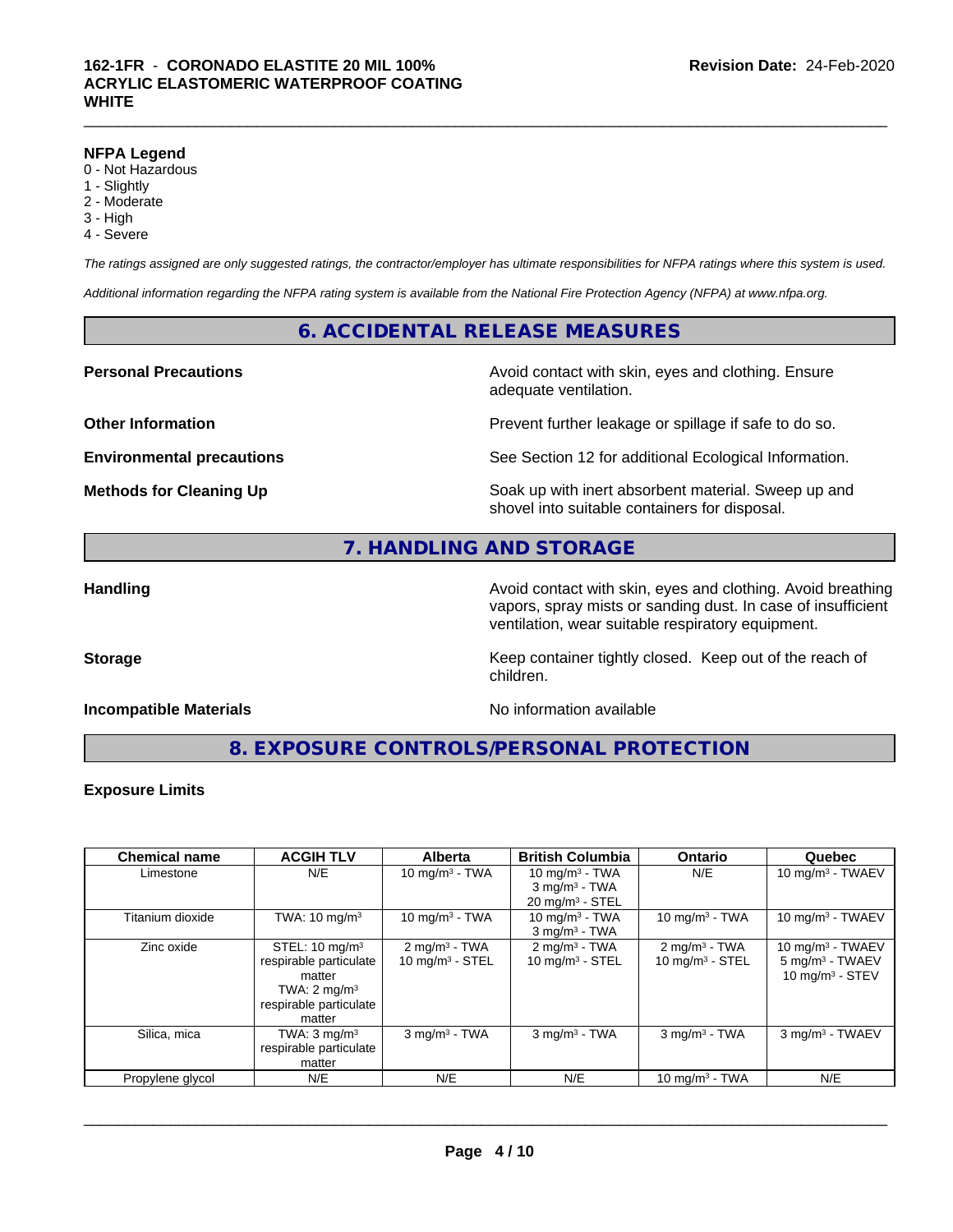**NFPA Legend**
0 - Not Hazardous
1 - Slightly
2 - Moderate
3 - High
4 - Severe

*The ratings assigned are only suggested ratings, the contractor/employer has ultimate responsibilities for NFPA ratings where this system is used.*

*Additional information regarding the NFPA rating system is available from the National Fire Protection Agency (NFPA) at www.nfpa.org.*

## 6. ACCIDENTAL RELEASE MEASURES

**Personal Precautions** Avoid contact with skin, eyes and clothing. Ensure adequate ventilation.

**Other Information** Prevent further leakage or spillage if safe to do so.

**Environmental precautions** See Section 12 for additional Ecological Information.

**Methods for Cleaning Up** Soak up with inert absorbent material. Sweep up and shovel into suitable containers for disposal.

## 7. HANDLING AND STORAGE

**Handling** Avoid contact with skin, eyes and clothing. Avoid breathing vapors, spray mists or sanding dust. In case of insufficient ventilation, wear suitable respiratory equipment.

**Storage** Keep container tightly closed. Keep out of the reach of children.

**Incompatible Materials** No information available

## 8. EXPOSURE CONTROLS/PERSONAL PROTECTION

**Exposure Limits**

| Chemical name | ACGIH TLV | Alberta | British Columbia | Ontario | Quebec |
|---|---|---|---|---|---|
| Limestone | N/E | 10 mg/m³ - TWA | 10 mg/m³ - TWA<br>3 mg/m³ - TWA<br>20 mg/m³ - STEL | N/E | 10 mg/m³ - TWAEV |
| Titanium dioxide | TWA: 10 mg/m³ | 10 mg/m³ - TWA | 10 mg/m³ - TWA<br>3 mg/m³ - TWA | 10 mg/m³ - TWA | 10 mg/m³ - TWAEV |
| Zinc oxide | STEL: 10 mg/m³ respirable particulate matter<br>TWA: 2 mg/m³ respirable particulate matter | 2 mg/m³ - TWA<br>10 mg/m³ - STEL | 2 mg/m³ - TWA<br>10 mg/m³ - STEL | 2 mg/m³ - TWA<br>10 mg/m³ - STEL | 10 mg/m³ - TWAEV<br>5 mg/m³ - TWAEV<br>10 mg/m³ - STEV |
| Silica, mica | TWA: 3 mg/m³ respirable particulate matter | 3 mg/m³ - TWA | 3 mg/m³ - TWA | 3 mg/m³ - TWA | 3 mg/m³ - TWAEV |
| Propylene glycol | N/E | N/E | N/E | 10 mg/m³ - TWA | N/E |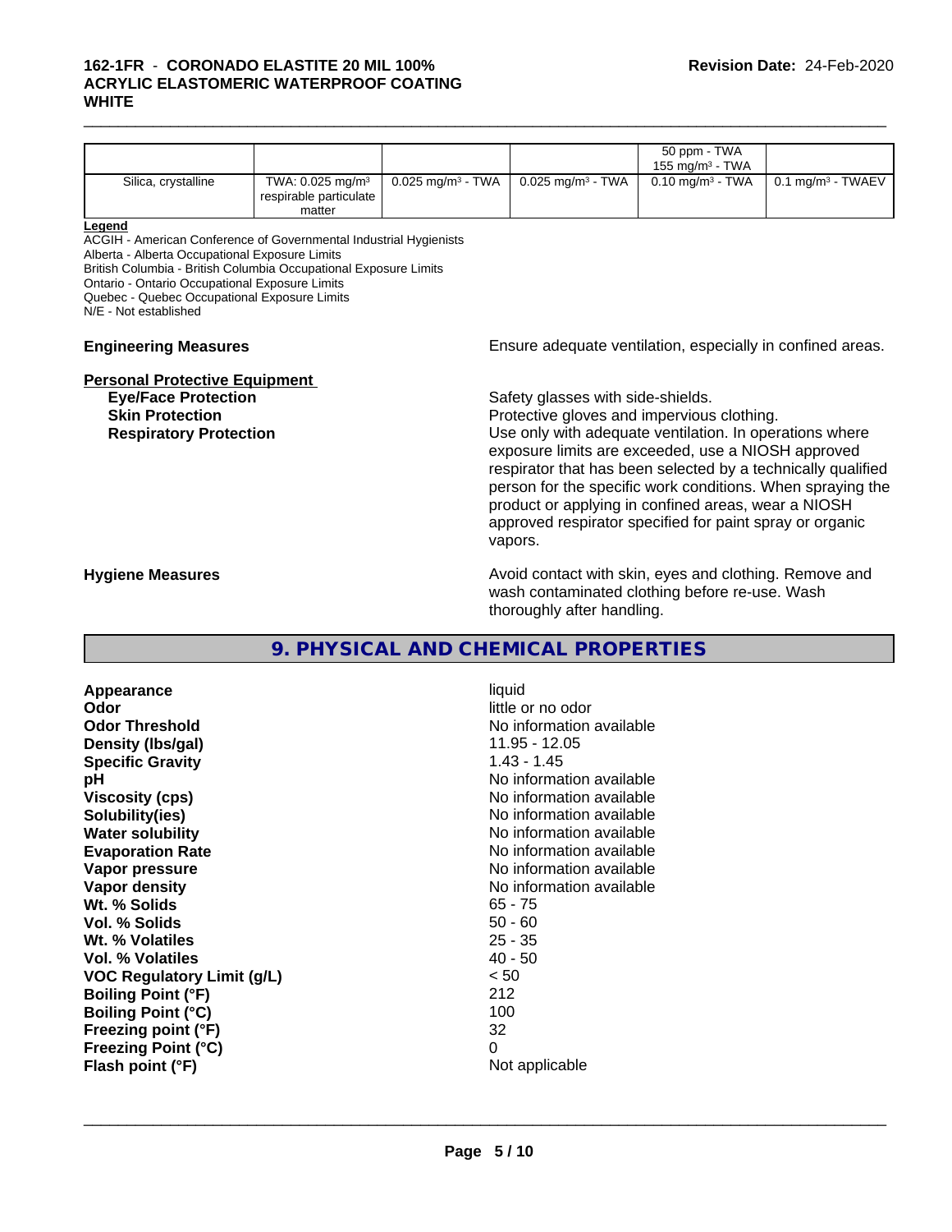| | | | | 50 ppm - TWA<br>155 mg/m³ - TWA | |
|---|---|---|---|---|---|
| Silica, crystalline | TWA: 0.025 mg/m³ respirable particulate matter | 0.025 mg/m³ - TWA | 0.025 mg/m³ - TWA | 0.10 mg/m³ - TWA | 0.1 mg/m³ - TWAEV |

**Legend**

ACGIH - American Conference of Governmental Industrial Hygienists
Alberta - Alberta Occupational Exposure Limits
British Columbia - British Columbia Occupational Exposure Limits
Ontario - Ontario Occupational Exposure Limits
Quebec - Quebec Occupational Exposure Limits
N/E - Not established

**Engineering Measures** Ensure adequate ventilation, especially in confined areas.

**Personal Protective Equipment**

**Eye/Face Protection** Safety glasses with side-shields.

**Skin Protection** Protective gloves and impervious clothing.

**Respiratory Protection** Use only with adequate ventilation. In operations where exposure limits are exceeded, use a NIOSH approved respirator that has been selected by a technically qualified person for the specific work conditions. When spraying the product or applying in confined areas, wear a NIOSH approved respirator specified for paint spray or organic vapors.

**Hygiene Measures** Avoid contact with skin, eyes and clothing. Remove and wash contaminated clothing before re-use. Wash thoroughly after handling.

## 9. PHYSICAL AND CHEMICAL PROPERTIES

| | |
|---|---|
| **Appearance** | liquid |
| **Odor** | little or no odor |
| **Odor Threshold** | No information available |
| **Density (lbs/gal)** | 11.95 - 12.05 |
| **Specific Gravity** | 1.43 - 1.45 |
| **pH** | No information available |
| **Viscosity (cps)** | No information available |
| **Solubility(ies)** | No information available |
| **Water solubility** | No information available |
| **Evaporation Rate** | No information available |
| **Vapor pressure** | No information available |
| **Vapor density** | No information available |
| **Wt. % Solids** | 65 - 75 |
| **Vol. % Solids** | 50 - 60 |
| **Wt. % Volatiles** | 25 - 35 |
| **Vol. % Volatiles** | 40 - 50 |
| **VOC Regulatory Limit (g/L)** | < 50 |
| **Boiling Point (°F)** | 212 |
| **Boiling Point (°C)** | 100 |
| **Freezing point (°F)** | 32 |
| **Freezing Point (°C)** | 0 |
| **Flash point (°F)** | Not applicable |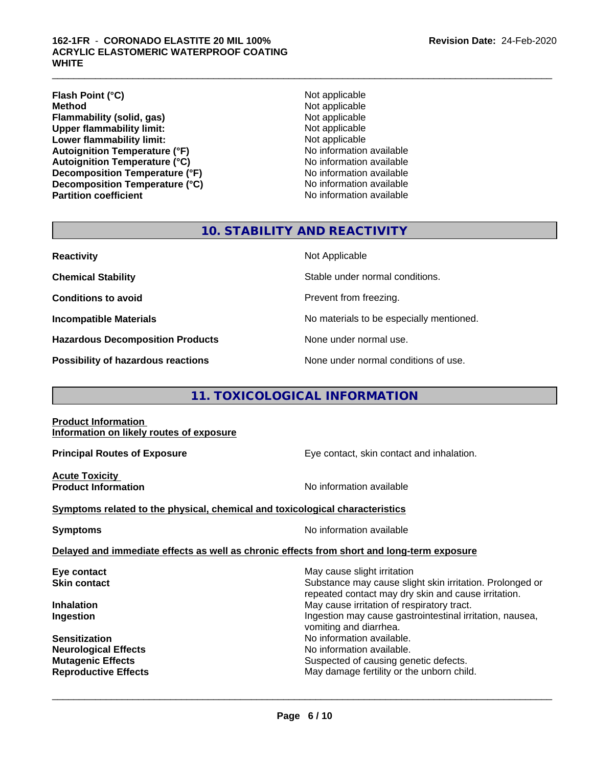| | |
|---|---|
| **Flash Point (°C)** | Not applicable |
| **Method** | Not applicable |
| **Flammability (solid, gas)** | Not applicable |
| **Upper flammability limit:** | Not applicable |
| **Lower flammability limit:** | Not applicable |
| **Autoignition Temperature (°F)** | No information available |
| **Autoignition Temperature (°C)** | No information available |
| **Decomposition Temperature (°F)** | No information available |
| **Decomposition Temperature (°C)** | No information available |
| **Partition coefficient** | No information available |

## 10. STABILITY AND REACTIVITY

| | |
|---|---|
| **Reactivity** | Not Applicable |
| **Chemical Stability** | Stable under normal conditions. |
| **Conditions to avoid** | Prevent from freezing. |
| **Incompatible Materials** | No materials to be especially mentioned. |
| **Hazardous Decomposition Products** | None under normal use. |
| **Possibility of hazardous reactions** | None under normal conditions of use. |

## 11. TOXICOLOGICAL INFORMATION

**Product Information**
**Information on likely routes of exposure**

**Principal Routes of Exposure** — Eye contact, skin contact and inhalation.

**Acute Toxicity**
**Product Information** — No information available

**Symptoms related to the physical, chemical and toxicological characteristics**

**Symptoms** — No information available

**Delayed and immediate effects as well as chronic effects from short and long-term exposure**

| | |
|---|---|
| **Eye contact** | May cause slight irritation |
| **Skin contact** | Substance may cause slight skin irritation. Prolonged or repeated contact may dry skin and cause irritation. |
| **Inhalation** | May cause irritation of respiratory tract. |
| **Ingestion** | Ingestion may cause gastrointestinal irritation, nausea, vomiting and diarrhea. |
| **Sensitization** | No information available. |
| **Neurological Effects** | No information available. |
| **Mutagenic Effects** | Suspected of causing genetic defects. |
| **Reproductive Effects** | May damage fertility or the unborn child. |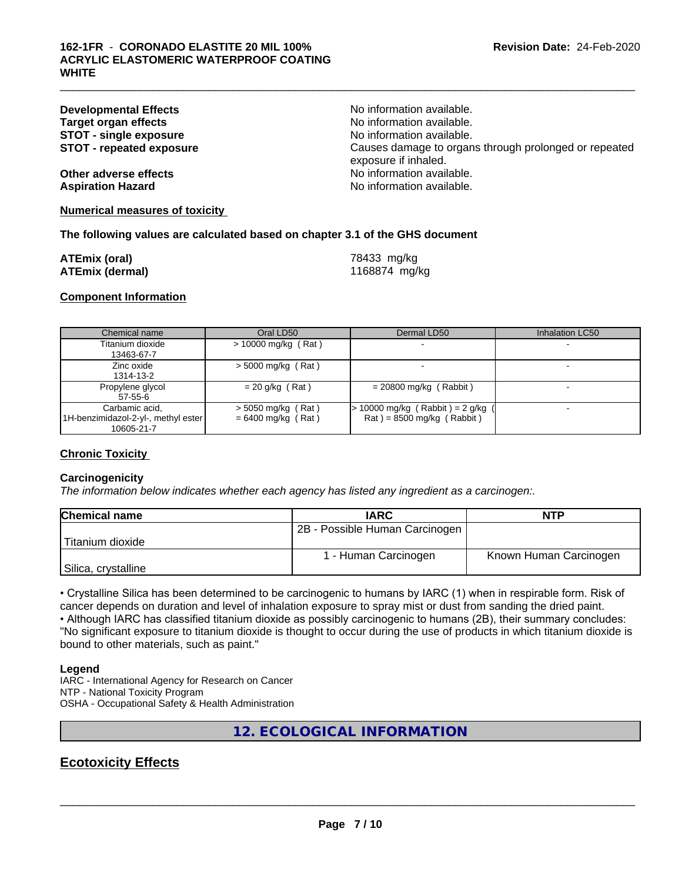**Developmental Effects** No information available.
**Target organ effects** No information available.
**STOT - single exposure** No information available.
**STOT - repeated exposure** Causes damage to organs through prolonged or repeated exposure if inhaled.
**Other adverse effects** No information available.
**Aspiration Hazard** No information available.

**Numerical measures of toxicity**

**The following values are calculated based on chapter 3.1 of the GHS document**

**ATEmix (oral)** 78433 mg/kg
**ATEmix (dermal)** 1168874 mg/kg

**Component Information**

| Chemical name | Oral LD50 | Dermal LD50 | Inhalation LC50 |
|---|---|---|---|
| Titanium dioxide 13463-67-7 | > 10000 mg/kg ( Rat ) | - | - |
| Zinc oxide 1314-13-2 | > 5000 mg/kg ( Rat ) | - | - |
| Propylene glycol 57-55-6 | = 20 g/kg ( Rat ) | = 20800 mg/kg ( Rabbit ) | - |
| Carbamic acid, 1H-benzimidazol-2-yl-, methyl ester 10605-21-7 | > 5050 mg/kg ( Rat ) = 6400 mg/kg ( Rat ) | > 10000 mg/kg ( Rabbit ) = 2 g/kg ( Rat ) = 8500 mg/kg ( Rabbit ) | - |

**Chronic Toxicity**

**Carcinogenicity**

*The information below indicates whether each agency has listed any ingredient as a carcinogen:.*

| Chemical name | IARC | NTP |
|---|---|---|
| Titanium dioxide | 2B - Possible Human Carcinogen | |
| Silica, crystalline | 1 - Human Carcinogen | Known Human Carcinogen |

• Crystalline Silica has been determined to be carcinogenic to humans by IARC (1) when in respirable form. Risk of cancer depends on duration and level of inhalation exposure to spray mist or dust from sanding the dried paint.
• Although IARC has classified titanium dioxide as possibly carcinogenic to humans (2B), their summary concludes: "No significant exposure to titanium dioxide is thought to occur during the use of products in which titanium dioxide is bound to other materials, such as paint."

**Legend**

IARC - International Agency for Research on Cancer
NTP - National Toxicity Program
OSHA - Occupational Safety & Health Administration

## 12. ECOLOGICAL INFORMATION

## Ecotoxicity Effects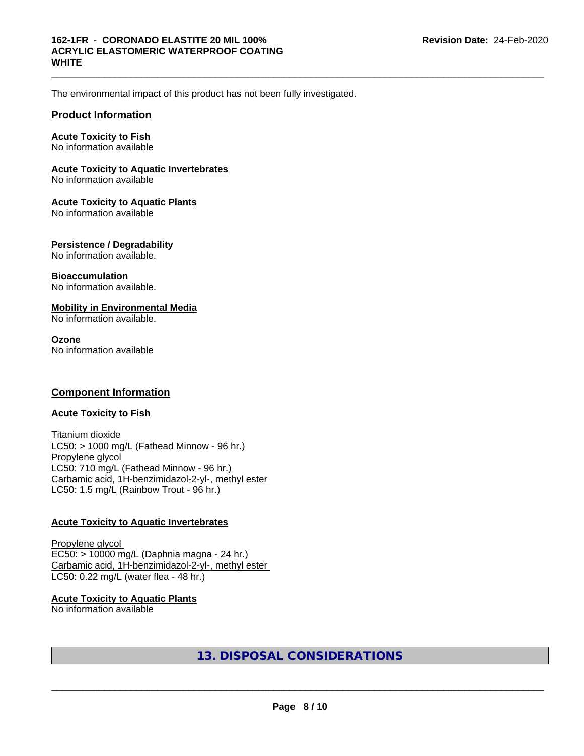The environmental impact of this product has not been fully investigated.

## Product Information

**Acute Toxicity to Fish**
No information available

**Acute Toxicity to Aquatic Invertebrates**
No information available

**Acute Toxicity to Aquatic Plants**
No information available

**Persistence / Degradability**
No information available.

**Bioaccumulation**
No information available.

**Mobility in Environmental Media**
No information available.

**Ozone**
No information available

## Component Information

**Acute Toxicity to Fish**

Titanium dioxide
LC50: > 1000 mg/L (Fathead Minnow - 96 hr.)
Propylene glycol
LC50: 710 mg/L (Fathead Minnow - 96 hr.)
Carbamic acid, 1H-benzimidazol-2-yl-, methyl ester
LC50: 1.5 mg/L (Rainbow Trout - 96 hr.)

**Acute Toxicity to Aquatic Invertebrates**

Propylene glycol
EC50: > 10000 mg/L (Daphnia magna - 24 hr.)
Carbamic acid, 1H-benzimidazol-2-yl-, methyl ester
LC50: 0.22 mg/L (water flea - 48 hr.)

**Acute Toxicity to Aquatic Plants**
No information available

## 13. DISPOSAL CONSIDERATIONS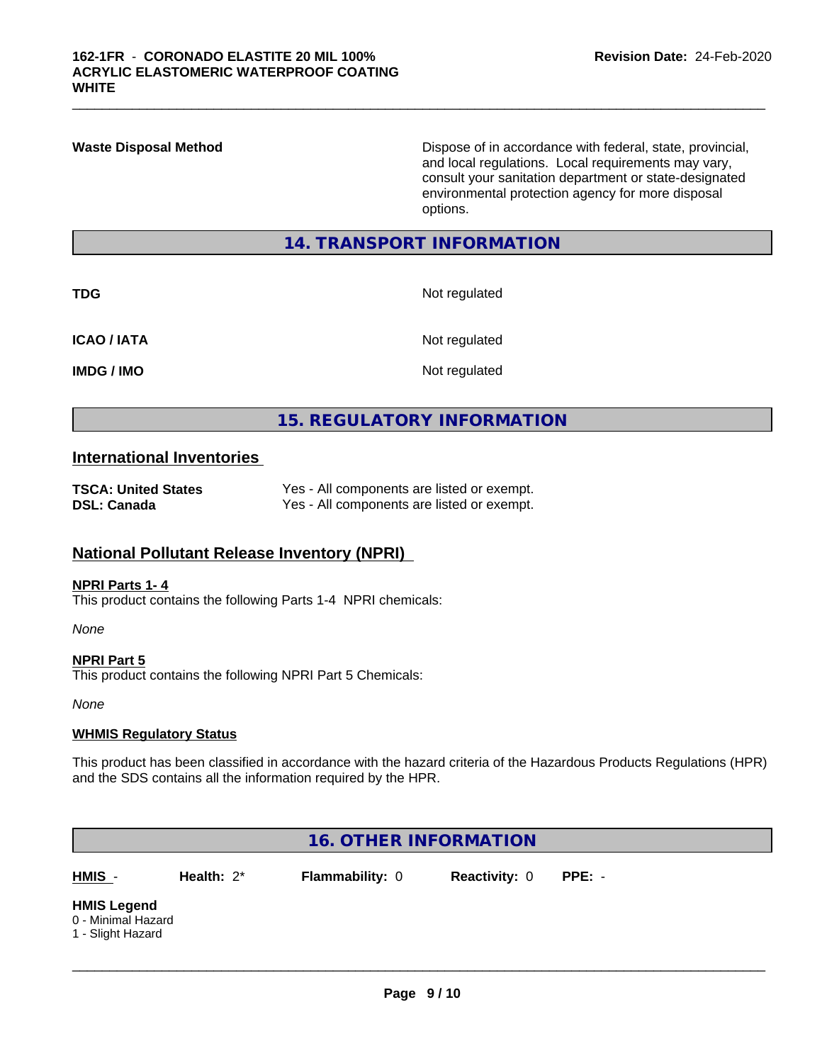**Waste Disposal Method** — Dispose of in accordance with federal, state, provincial, and local regulations. Local requirements may vary, consult your sanitation department or state-designated environmental protection agency for more disposal options.

## 14. TRANSPORT INFORMATION

| | |
|---|---|
| **TDG** | Not regulated |
| **ICAO / IATA** | Not regulated |
| **IMDG / IMO** | Not regulated |

## 15. REGULATORY INFORMATION

### International Inventories

| | |
|---|---|
| **TSCA: United States** | Yes - All components are listed or exempt. |
| **DSL: Canada** | Yes - All components are listed or exempt. |

### National Pollutant Release Inventory (NPRI)

**NPRI Parts 1- 4**

This product contains the following Parts 1-4 NPRI chemicals:

*None*

**NPRI Part 5**

This product contains the following NPRI Part 5 Chemicals:

*None*

**WHMIS Regulatory Status**

This product has been classified in accordance with the hazard criteria of the Hazardous Products Regulations (HPR) and the SDS contains all the information required by the HPR.

## 16. OTHER INFORMATION

| HMIS - | Health: 2* | Flammability: 0 | Reactivity: 0 | PPE: - |
|---|---|---|---|---|

**HMIS Legend**

0 - Minimal Hazard
1 - Slight Hazard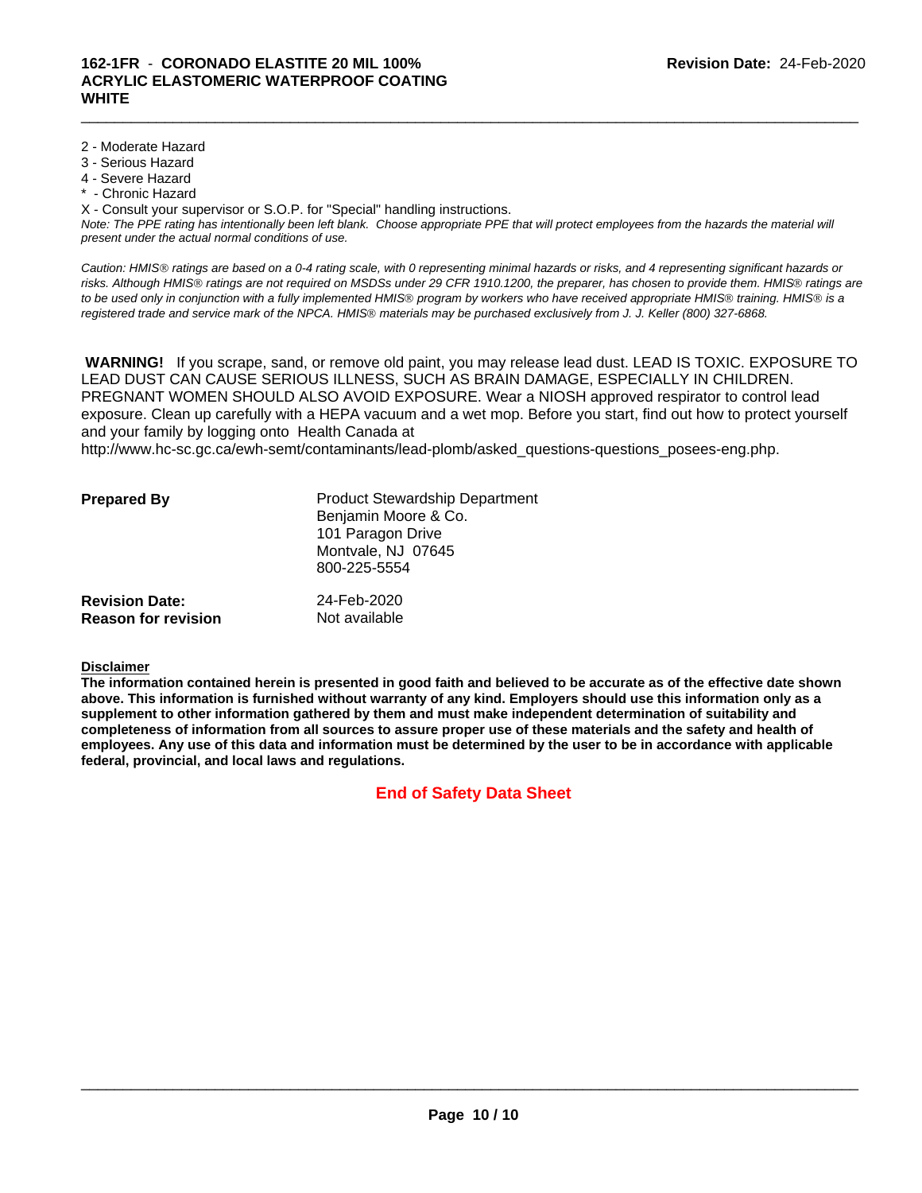2 - Moderate Hazard
3 - Serious Hazard
4 - Severe Hazard
* - Chronic Hazard
X - Consult your supervisor or S.O.P. for "Special" handling instructions.

*Note: The PPE rating has intentionally been left blank. Choose appropriate PPE that will protect employees from the hazards the material will present under the actual normal conditions of use.*

*Caution: HMIS® ratings are based on a 0-4 rating scale, with 0 representing minimal hazards or risks, and 4 representing significant hazards or risks. Although HMIS® ratings are not required on MSDSs under 29 CFR 1910.1200, the preparer, has chosen to provide them. HMIS® ratings are to be used only in conjunction with a fully implemented HMIS® program by workers who have received appropriate HMIS® training. HMIS® is a registered trade and service mark of the NPCA. HMIS® materials may be purchased exclusively from J. J. Keller (800) 327-6868.*

**WARNING!** If you scrape, sand, or remove old paint, you may release lead dust. LEAD IS TOXIC. EXPOSURE TO LEAD DUST CAN CAUSE SERIOUS ILLNESS, SUCH AS BRAIN DAMAGE, ESPECIALLY IN CHILDREN. PREGNANT WOMEN SHOULD ALSO AVOID EXPOSURE. Wear a NIOSH approved respirator to control lead exposure. Clean up carefully with a HEPA vacuum and a wet mop. Before you start, find out how to protect yourself and your family by logging onto Health Canada at http://www.hc-sc.gc.ca/ewh-semt/contaminants/lead-plomb/asked_questions-questions_posees-eng.php.

**Prepared By**

Product Stewardship Department
Benjamin Moore & Co.
101 Paragon Drive
Montvale, NJ 07645
800-225-5554

**Revision Date:** 24-Feb-2020
**Reason for revision** Not available

**Disclaimer**

**The information contained herein is presented in good faith and believed to be accurate as of the effective date shown above. This information is furnished without warranty of any kind. Employers should use this information only as a supplement to other information gathered by them and must make independent determination of suitability and completeness of information from all sources to assure proper use of these materials and the safety and health of employees. Any use of this data and information must be determined by the user to be in accordance with applicable federal, provincial, and local laws and regulations.**

**End of Safety Data Sheet**